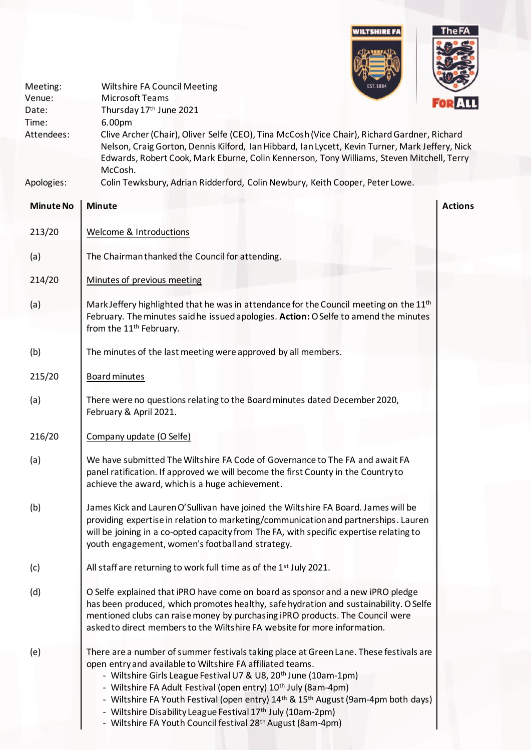| | |
|---|---|
| Meeting: | Wiltshire FA Council Meeting |
| Venue: | Microsoft Teams |
| Date: | Thursday 17th June 2021 |
| Time: | 6.00pm |
| Attendees: | Clive Archer (Chair), Oliver Selfe (CEO), Tina McCosh (Vice Chair), Richard Gardner, Richard Nelson, Craig Gorton, Dennis Kilford, Ian Hibbard, Ian Lycett, Kevin Turner, Mark Jeffery, Nick Edwards, Robert Cook, Mark Eburne, Colin Kennerson, Tony Williams, Steven Mitchell, Terry McCosh. |
| Apologies: | Colin Tewksbury, Adrian Ridderford, Colin Newbury, Keith Cooper, Peter Lowe. |

| Minute No | Minute | Actions |
|---|---|---|
| 213/20 | Welcome & Introductions | |
| (a) | The Chairman thanked the Council for attending. | |
| 214/20 | Minutes of previous meeting | |
| (a) | Mark Jeffery highlighted that he was in attendance for the Council meeting on the 11th February. The minutes said he issued apologies. **Action:** O Selfe to amend the minutes from the 11th February. | |
| (b) | The minutes of the last meeting were approved by all members. | |
| 215/20 | Board minutes | |
| (a) | There were no questions relating to the Board minutes dated December 2020, February & April 2021. | |
| 216/20 | Company update (O Selfe) | |
| (a) | We have submitted The Wiltshire FA Code of Governance to The FA and await FA panel ratification. If approved we will become the first County in the Country to achieve the award, which is a huge achievement. | |
| (b) | James Kick and Lauren O'Sullivan have joined the Wiltshire FA Board. James will be providing expertise in relation to marketing/communication and partnerships. Lauren will be joining in a co-opted capacity from The FA, with specific expertise relating to youth engagement, women's football and strategy. | |
| (c) | All staff are returning to work full time as of the 1st July 2021. | |
| (d) | O Selfe explained that iPRO have come on board as sponsor and a new iPRO pledge has been produced, which promotes healthy, safe hydration and sustainability. O Selfe mentioned clubs can raise money by purchasing iPRO products. The Council were asked to direct members to the Wiltshire FA website for more information. | |
| (e) | There are a number of summer festivals taking place at Green Lane. These festivals are open entry and available to Wiltshire FA affiliated teams.<br>- Wiltshire Girls League Festival U7 & U8, 20th June (10am-1pm)<br>- Wiltshire FA Adult Festival (open entry) 10th July (8am-4pm)<br>- Wiltshire FA Youth Festival (open entry) 14th & 15th August (9am-4pm both days)<br>- Wiltshire Disability League Festival 17th July (10am-2pm)<br>- Wiltshire FA Youth Council festival 28th August (8am-4pm) | |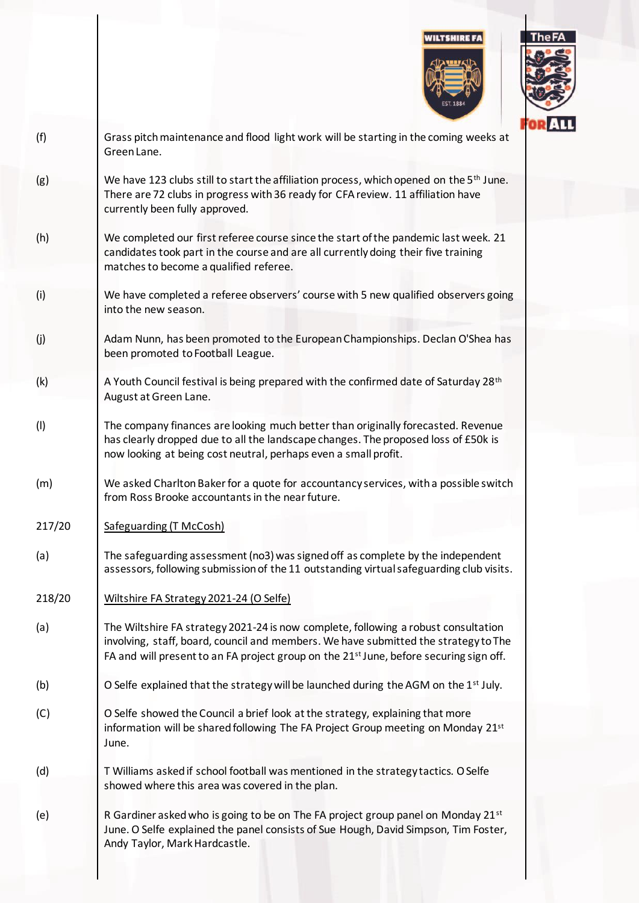(f) Grass pitch maintenance and flood light work will be starting in the coming weeks at Green Lane.

(g) We have 123 clubs still to start the affiliation process, which opened on the 5th June. There are 72 clubs in progress with 36 ready for CFA review. 11 affiliation have currently been fully approved.

(h) We completed our first referee course since the start of the pandemic last week. 21 candidates took part in the course and are all currently doing their five training matches to become a qualified referee.

(i) We have completed a referee observers' course with 5 new qualified observers going into the new season.

(j) Adam Nunn, has been promoted to the European Championships. Declan O'Shea has been promoted to Football League.

(k) A Youth Council festival is being prepared with the confirmed date of Saturday 28th August at Green Lane.

(l) The company finances are looking much better than originally forecasted. Revenue has clearly dropped due to all the landscape changes. The proposed loss of £50k is now looking at being cost neutral, perhaps even a small profit.

(m) We asked Charlton Baker for a quote for accountancy services, with a possible switch from Ross Brooke accountants in the near future.

217/20 Safeguarding (T McCosh)

(a) The safeguarding assessment (no3) was signed off as complete by the independent assessors, following submission of the 11 outstanding virtual safeguarding club visits.

218/20 Wiltshire FA Strategy 2021-24 (O Selfe)

(a) The Wiltshire FA strategy 2021-24 is now complete, following a robust consultation involving, staff, board, council and members. We have submitted the strategy to The FA and will present to an FA project group on the 21st June, before securing sign off.

(b) O Selfe explained that the strategy will be launched during the AGM on the 1st July.

(C) O Selfe showed the Council a brief look at the strategy, explaining that more information will be shared following The FA Project Group meeting on Monday 21st June.

(d) T Williams asked if school football was mentioned in the strategy tactics. O Selfe showed where this area was covered in the plan.

(e) R Gardiner asked who is going to be on The FA project group panel on Monday 21st June. O Selfe explained the panel consists of Sue Hough, David Simpson, Tim Foster, Andy Taylor, Mark Hardcastle.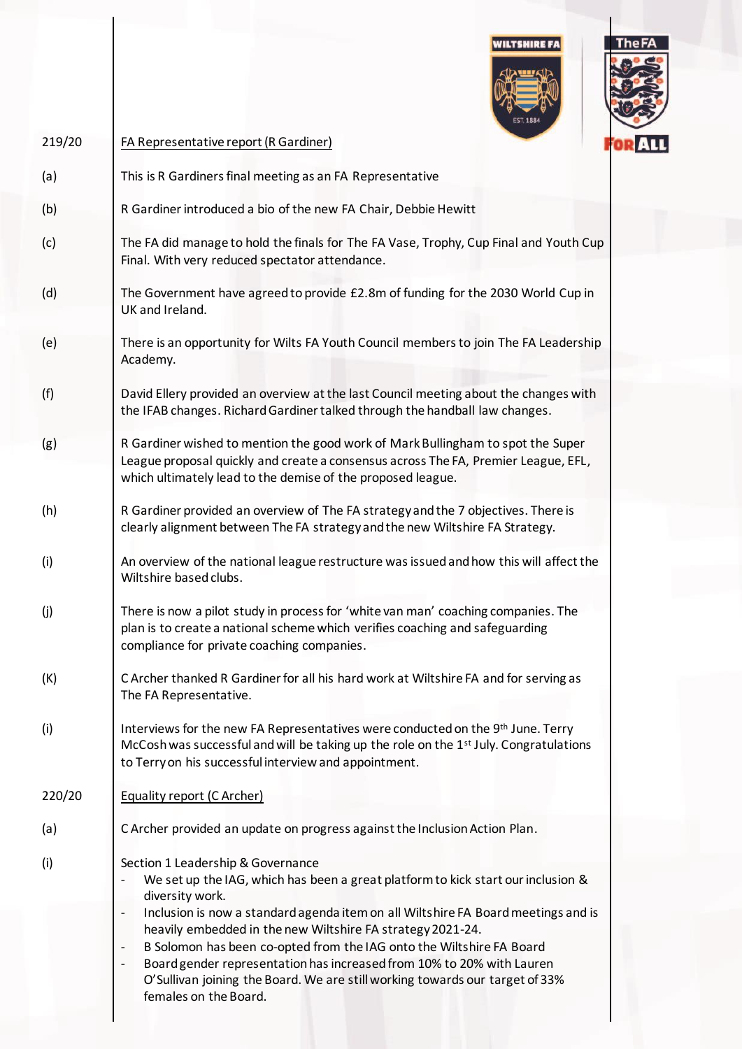| | |
|---|---|
| 219/20 | FA Representative report (R Gardiner) |
| (a) | This is R Gardiners final meeting as an FA Representative |
| (b) | R Gardiner introduced a bio of the new FA Chair, Debbie Hewitt |
| (c) | The FA did manage to hold the finals for The FA Vase, Trophy, Cup Final and Youth Cup Final. With very reduced spectator attendance. |
| (d) | The Government have agreed to provide £2.8m of funding for the 2030 World Cup in UK and Ireland. |
| (e) | There is an opportunity for Wilts FA Youth Council members to join The FA Leadership Academy. |
| (f) | David Ellery provided an overview at the last Council meeting about the changes with the IFAB changes. Richard Gardiner talked through the handball law changes. |
| (g) | R Gardiner wished to mention the good work of Mark Bullingham to spot the Super League proposal quickly and create a consensus across The FA, Premier League, EFL, which ultimately lead to the demise of the proposed league. |
| (h) | R Gardiner provided an overview of The FA strategy and the 7 objectives. There is clearly alignment between The FA strategy and the new Wiltshire FA Strategy. |
| (i) | An overview of the national league restructure was issued and how this will affect the Wiltshire based clubs. |
| (j) | There is now a pilot study in process for 'white van man' coaching companies. The plan is to create a national scheme which verifies coaching and safeguarding compliance for private coaching companies. |
| (K) | C Archer thanked R Gardiner for all his hard work at Wiltshire FA and for serving as The FA Representative. |
| (i) | Interviews for the new FA Representatives were conducted on the 9th June. Terry McCosh was successful and will be taking up the role on the 1st July. Congratulations to Terry on his successful interview and appointment. |
| 220/20 | Equality report (C Archer) |
| (a) | C Archer provided an update on progress against the Inclusion Action Plan. |
| (i) | Section 1 Leadership & Governance<br>- We set up the IAG, which has been a great platform to kick start our inclusion & diversity work.<br>- Inclusion is now a standard agenda item on all Wiltshire FA Board meetings and is heavily embedded in the new Wiltshire FA strategy 2021-24.<br>- B Solomon has been co-opted from the IAG onto the Wiltshire FA Board<br>- Board gender representation has increased from 10% to 20% with Lauren O'Sullivan joining the Board. We are still working towards our target of 33% females on the Board. |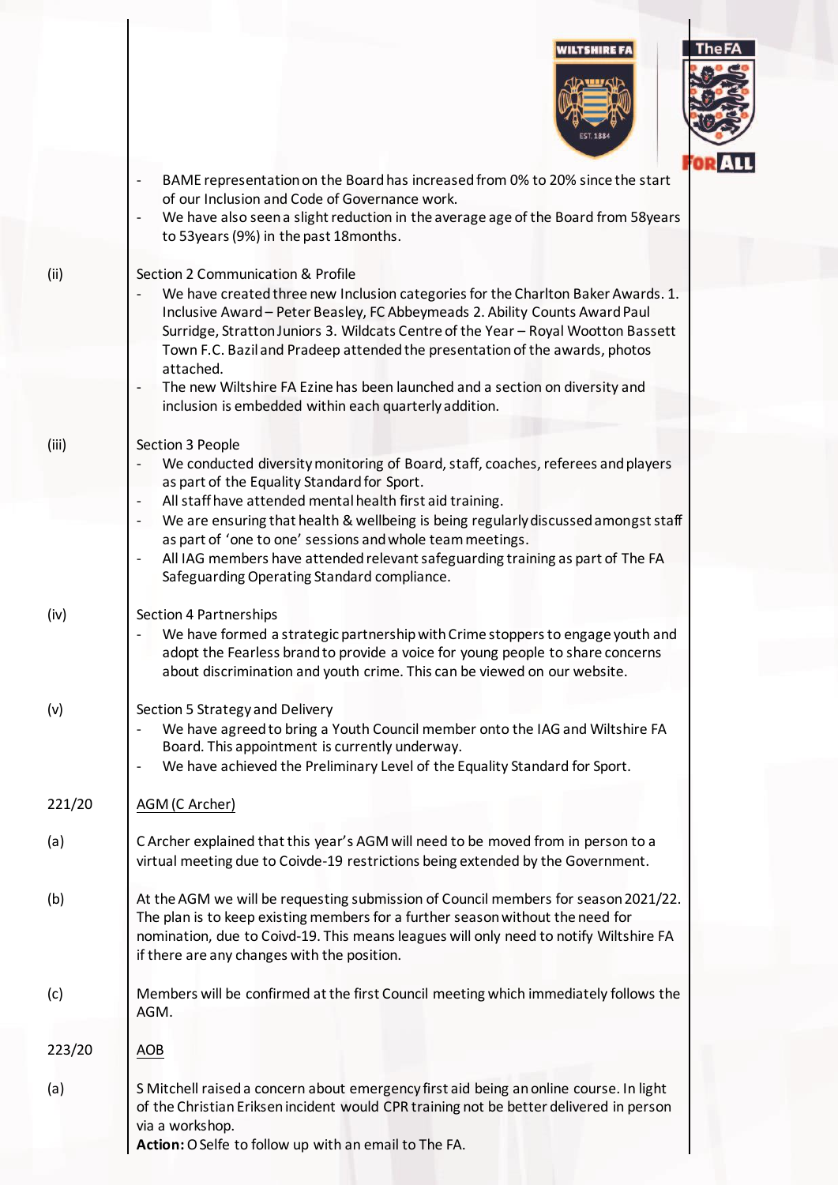- BAME representation on the Board has increased from 0% to 20% since the start of our Inclusion and Code of Governance work.
- We have also seen a slight reduction in the average age of the Board from 58years to 53years (9%) in the past 18months.

(ii) Section 2 Communication & Profile

- We have created three new Inclusion categories for the Charlton Baker Awards. 1. Inclusive Award – Peter Beasley, FC Abbeymeads 2. Ability Counts Award Paul Surridge, Stratton Juniors 3. Wildcats Centre of the Year – Royal Wootton Bassett Town F.C. Bazil and Pradeep attended the presentation of the awards, photos attached.
- The new Wiltshire FA Ezine has been launched and a section on diversity and inclusion is embedded within each quarterly addition.

(iii) Section 3 People

- We conducted diversity monitoring of Board, staff, coaches, referees and players as part of the Equality Standard for Sport.
- All staff have attended mental health first aid training.
- We are ensuring that health & wellbeing is being regularly discussed amongst staff as part of 'one to one' sessions and whole team meetings.
- All IAG members have attended relevant safeguarding training as part of The FA Safeguarding Operating Standard compliance.

(iv) Section 4 Partnerships

- We have formed a strategic partnership with Crime stoppers to engage youth and adopt the Fearless brand to provide a voice for young people to share concerns about discrimination and youth crime. This can be viewed on our website.

(v) Section 5 Strategy and Delivery

- We have agreed to bring a Youth Council member onto the IAG and Wiltshire FA Board. This appointment is currently underway.
- We have achieved the Preliminary Level of the Equality Standard for Sport.

221/20 AGM (C Archer)

(a) C Archer explained that this year's AGM will need to be moved from in person to a virtual meeting due to Coivde-19 restrictions being extended by the Government.

(b) At the AGM we will be requesting submission of Council members for season 2021/22. The plan is to keep existing members for a further season without the need for nomination, due to Coivd-19. This means leagues will only need to notify Wiltshire FA if there are any changes with the position.

(c) Members will be confirmed at the first Council meeting which immediately follows the AGM.

223/20 AOB

(a) S Mitchell raised a concern about emergency first aid being an online course. In light of the Christian Eriksen incident would CPR training not be better delivered in person via a workshop.
**Action:** O Selfe to follow up with an email to The FA.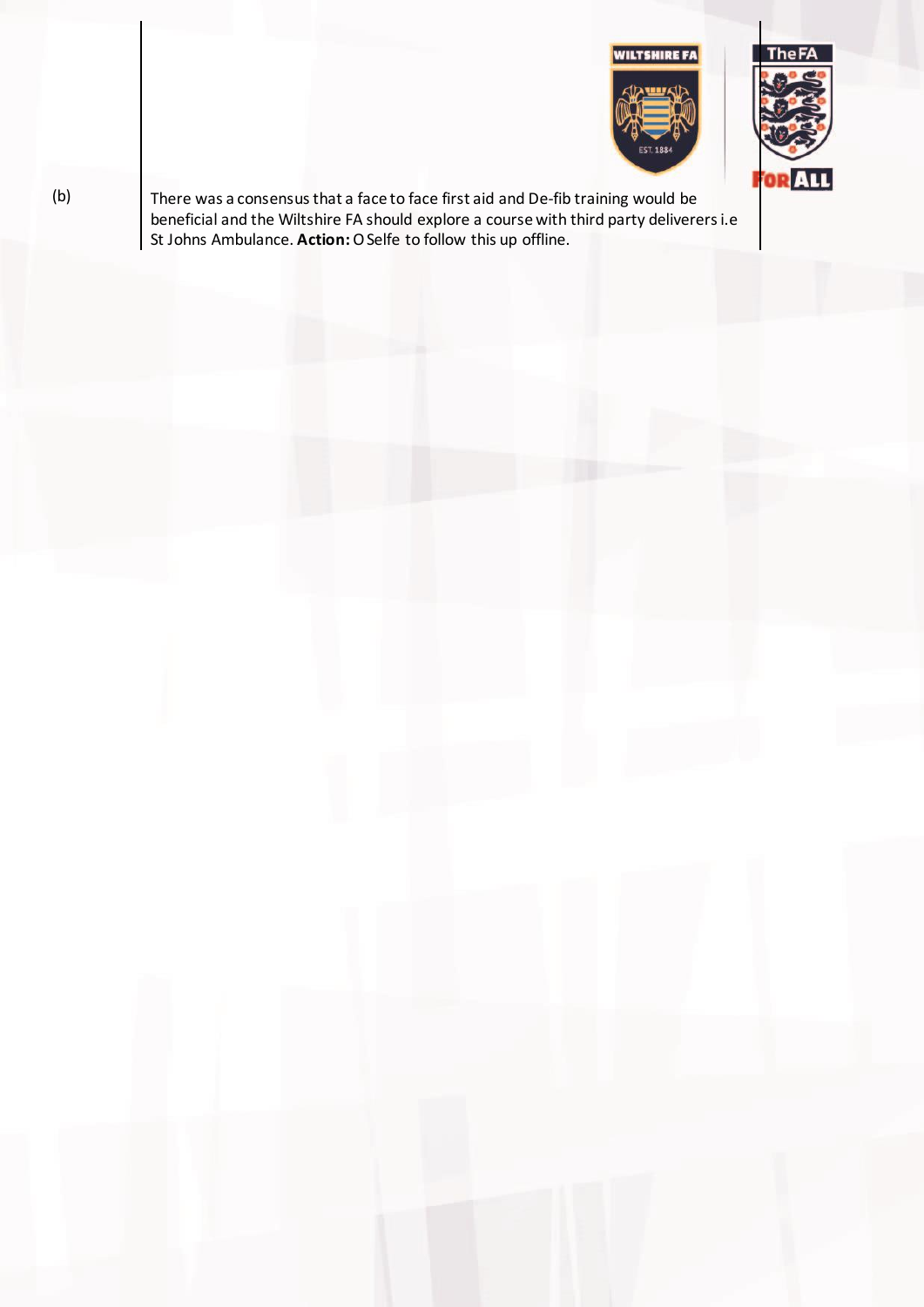(b) There was a consensus that a face to face first aid and De-fib training would be beneficial and the Wiltshire FA should explore a course with third party deliverers i.e St Johns Ambulance. **Action:** O Selfe to follow this up offline.